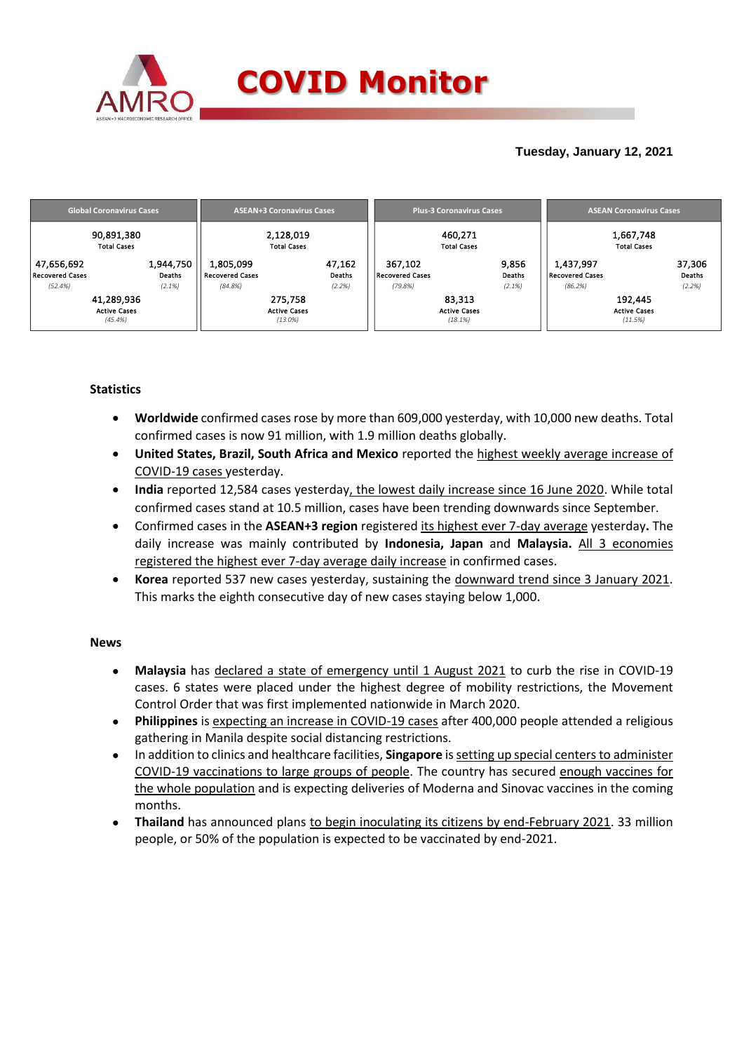# COVID Monitor

**Tuesday, January 12, 2021**

| Global Coronavirus Cases | | ASEAN+3 Coronavirus Cases | | Plus-3 Coronavirus Cases | | ASEAN Coronavirus Cases | |
|---|---|---|---|---|---|---|---|
| 90,891,380 Total Cases | | 2,128,019 Total Cases | | 460,271 Total Cases | | 1,667,748 Total Cases | |
| 47,656,692 Recovered Cases *(52.4%)* | 1,944,750 Deaths *(2.1%)* | 1,805,099 Recovered Cases *(84.8%)* | 47,162 Deaths *(2.2%)* | 367,102 Recovered Cases *(79.8%)* | 9,856 Deaths *(2.1%)* | 1,437,997 Recovered Cases *(86.2%)* | 37,306 Deaths *(2.2%)* |
| 41,289,936 Active Cases *(45.4%)* | | 275,758 Active Cases *(13.0%)* | | 83,313 Active Cases *(18.1%)* | | 192,445 Active Cases *(11.5%)* | |

### Statistics

- **Worldwide** confirmed cases rose by more than 609,000 yesterday, with 10,000 new deaths. Total confirmed cases is now 91 million, with 1.9 million deaths globally.
- **United States, Brazil, South Africa and Mexico** reported the highest weekly average increase of COVID-19 cases yesterday.
- **India** reported 12,584 cases yesterday, the lowest daily increase since 16 June 2020. While total confirmed cases stand at 10.5 million, cases have been trending downwards since September.
- Confirmed cases in the **ASEAN+3 region** registered its highest ever 7-day average yesterday**.** The daily increase was mainly contributed by **Indonesia, Japan** and **Malaysia.** All 3 economies registered the highest ever 7-day average daily increase in confirmed cases.
- **Korea** reported 537 new cases yesterday, sustaining the downward trend since 3 January 2021. This marks the eighth consecutive day of new cases staying below 1,000.

### News

- **Malaysia** has declared a state of emergency until 1 August 2021 to curb the rise in COVID-19 cases. 6 states were placed under the highest degree of mobility restrictions, the Movement Control Order that was first implemented nationwide in March 2020.
- **Philippines** is expecting an increase in COVID-19 cases after 400,000 people attended a religious gathering in Manila despite social distancing restrictions.
- In addition to clinics and healthcare facilities, **Singapore** is setting up special centers to administer COVID-19 vaccinations to large groups of people. The country has secured enough vaccines for the whole population and is expecting deliveries of Moderna and Sinovac vaccines in the coming months.
- **Thailand** has announced plans to begin inoculating its citizens by end-February 2021. 33 million people, or 50% of the population is expected to be vaccinated by end-2021.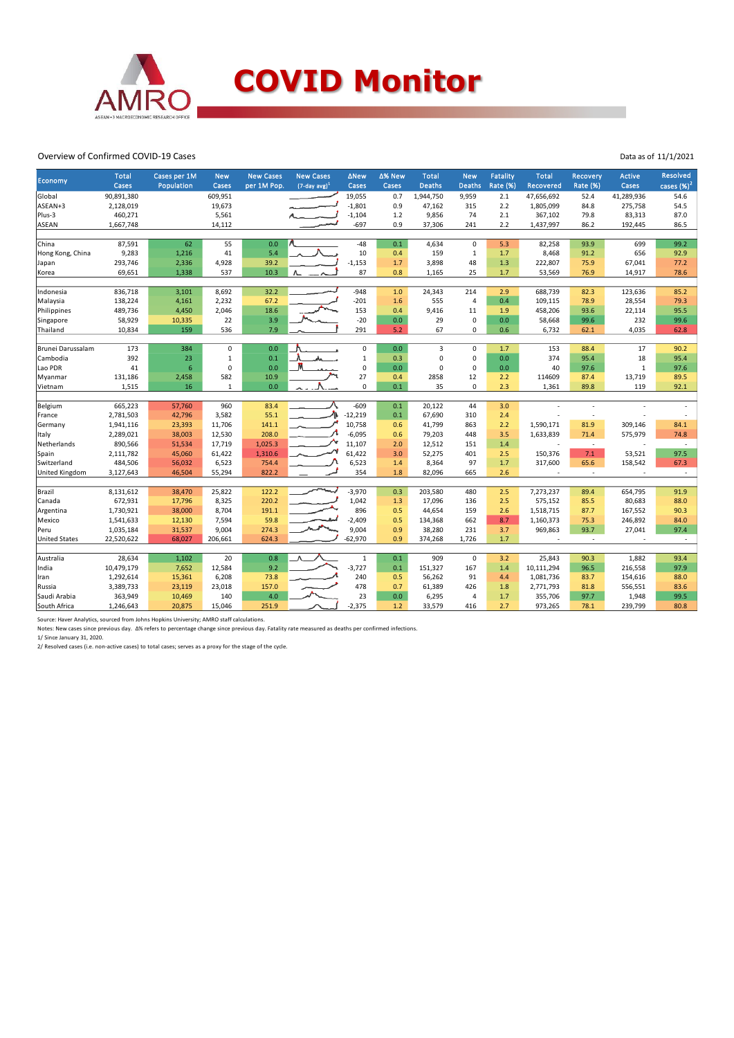# COVID Monitor

Overview of Confirmed COVID-19 Cases

Data as of 11/1/2021

| Economy | Total Cases | Cases per 1M Population | New Cases | New Cases per 1M Pop. | New Cases (7-day avg)[1] | ΔNew Cases | Δ% New Cases | Total Deaths | New Deaths | Fatality Rate (%) | Total Recovered | Recovery Rate (%) | Active Cases | Resolved cases (%)[2] |
|---|---|---|---|---|---|---|---|---|---|---|---|---|---|---|
| Global | 90,891,380 | | 609,951 | | | 19,055 | 0.7 | 1,944,750 | 9,959 | 2.1 | 47,656,692 | 52.4 | 41,289,936 | 54.6 |
| ASEAN+3 | 2,128,019 | | 19,673 | | | -1,801 | 0.9 | 47,162 | 315 | 2.2 | 1,805,099 | 84.8 | 275,758 | 54.5 |
| Plus-3 | 460,271 | | 5,561 | | | -1,104 | 1.2 | 9,856 | 74 | 2.1 | 367,102 | 79.8 | 83,313 | 87.0 |
| ASEAN | 1,667,748 | | 14,112 | | | -697 | 0.9 | 37,306 | 241 | 2.2 | 1,437,997 | 86.2 | 192,445 | 86.5 |
| | | | | | | | | | | | | | | |
| China | 87,591 | 62 | 55 | 0.0 | | -48 | 0.1 | 4,634 | 0 | 5.3 | 82,258 | 93.9 | 699 | 99.2 |
| Hong Kong, China | 9,283 | 1,216 | 41 | 5.4 | | 10 | 0.4 | 159 | 1 | 1.7 | 8,468 | 91.2 | 656 | 92.9 |
| Japan | 293,746 | 2,336 | 4,928 | 39.2 | | -1,153 | 1.7 | 3,898 | 48 | 1.3 | 222,807 | 75.9 | 67,041 | 77.2 |
| Korea | 69,651 | 1,338 | 537 | 10.3 | | 87 | 0.8 | 1,165 | 25 | 1.7 | 53,569 | 76.9 | 14,917 | 78.6 |
| | | | | | | | | | | | | | | |
| Indonesia | 836,718 | 3,101 | 8,692 | 32.2 | | -948 | 1.0 | 24,343 | 214 | 2.9 | 688,739 | 82.3 | 123,636 | 85.2 |
| Malaysia | 138,224 | 4,161 | 2,232 | 67.2 | | -201 | 1.6 | 555 | 4 | 0.4 | 109,115 | 78.9 | 28,554 | 79.3 |
| Philippines | 489,736 | 4,450 | 2,046 | 18.6 | | 153 | 0.4 | 9,416 | 11 | 1.9 | 458,206 | 93.6 | 22,114 | 95.5 |
| Singapore | 58,929 | 10,335 | 22 | 3.9 | | -20 | 0.0 | 29 | 0 | 0.0 | 58,668 | 99.6 | 232 | 99.6 |
| Thailand | 10,834 | 159 | 536 | 7.9 | | 291 | 5.2 | 67 | 0 | 0.6 | 6,732 | 62.1 | 4,035 | 62.8 |
| | | | | | | | | | | | | | | |
| Brunei Darussalam | 173 | 384 | 0 | 0.0 | | 0 | 0.0 | 3 | 0 | 1.7 | 153 | 88.4 | 17 | 90.2 |
| Cambodia | 392 | 23 | 1 | 0.1 | | 1 | 0.3 | 0 | 0 | 0.0 | 374 | 95.4 | 18 | 95.4 |
| Lao PDR | 41 | 6 | 0 | 0.0 | | 0 | 0.0 | 0 | 0 | 0.0 | 40 | 97.6 | 1 | 97.6 |
| Myanmar | 131,186 | 2,458 | 582 | 10.9 | | 27 | 0.4 | 2858 | 12 | 2.2 | 114609 | 87.4 | 13,719 | 89.5 |
| Vietnam | 1,515 | 16 | 1 | 0.0 | | 0 | 0.1 | 35 | 0 | 2.3 | 1,361 | 89.8 | 119 | 92.1 |
| | | | | | | | | | | | | | | |
| Belgium | 665,223 | 57,760 | 960 | 83.4 | | -609 | 0.1 | 20,122 | 44 | 3.0 | - | - | - | - |
| France | 2,781,503 | 42,796 | 3,582 | 55.1 | | -12,219 | 0.1 | 67,690 | 310 | 2.4 | - | - | - | - |
| Germany | 1,941,116 | 23,393 | 11,706 | 141.1 | | 10,758 | 0.6 | 41,799 | 863 | 2.2 | 1,590,171 | 81.9 | 309,146 | 84.1 |
| Italy | 2,289,021 | 38,003 | 12,530 | 208.0 | | -6,095 | 0.6 | 79,203 | 448 | 3.5 | 1,633,839 | 71.4 | 575,979 | 74.8 |
| Netherlands | 890,566 | 51,534 | 17,719 | 1,025.3 | | 11,107 | 2.0 | 12,512 | 151 | 1.4 | - | - | - | - |
| Spain | 2,111,782 | 45,060 | 61,422 | 1,310.6 | | 61,422 | 3.0 | 52,275 | 401 | 2.5 | 150,376 | 7.1 | 53,521 | 97.5 |
| Switzerland | 484,506 | 56,032 | 6,523 | 754.4 | | 6,523 | 1.4 | 8,364 | 97 | 1.7 | 317,600 | 65.6 | 158,542 | 67.3 |
| United Kingdom | 3,127,643 | 46,504 | 55,294 | 822.2 | | 354 | 1.8 | 82,096 | 665 | 2.6 | - | - | - | - |
| | | | | | | | | | | | | | | |
| Brazil | 8,131,612 | 38,470 | 25,822 | 122.2 | | -3,970 | 0.3 | 203,580 | 480 | 2.5 | 7,273,237 | 89.4 | 654,795 | 91.9 |
| Canada | 672,931 | 17,796 | 8,325 | 220.2 | | 1,042 | 1.3 | 17,096 | 136 | 2.5 | 575,152 | 85.5 | 80,683 | 88.0 |
| Argentina | 1,730,921 | 38,000 | 8,704 | 191.1 | | 896 | 0.5 | 44,654 | 159 | 2.6 | 1,518,715 | 87.7 | 167,552 | 90.3 |
| Mexico | 1,541,633 | 12,130 | 7,594 | 59.8 | | -2,409 | 0.5 | 134,368 | 662 | 8.7 | 1,160,373 | 75.3 | 246,892 | 84.0 |
| Peru | 1,035,184 | 31,537 | 9,004 | 274.3 | | 9,004 | 0.9 | 38,280 | 231 | 3.7 | 969,863 | 93.7 | 27,041 | 97.4 |
| United States | 22,520,622 | 68,027 | 206,661 | 624.3 | | -62,970 | 0.9 | 374,268 | 1,726 | 1.7 | - | - | - | - |
| | | | | | | | | | | | | | | |
| Australia | 28,634 | 1,102 | 20 | 0.8 | | 1 | 0.1 | 909 | 0 | 3.2 | 25,843 | 90.3 | 1,882 | 93.4 |
| India | 10,479,179 | 7,652 | 12,584 | 9.2 | | -3,727 | 0.1 | 151,327 | 167 | 1.4 | 10,111,294 | 96.5 | 216,558 | 97.9 |
| Iran | 1,292,614 | 15,361 | 6,208 | 73.8 | | 240 | 0.5 | 56,262 | 91 | 4.4 | 1,081,736 | 83.7 | 154,616 | 88.0 |
| Russia | 3,389,733 | 23,119 | 23,018 | 157.0 | | 478 | 0.7 | 61,389 | 426 | 1.8 | 2,771,793 | 81.8 | 556,551 | 83.6 |
| Saudi Arabia | 363,949 | 10,469 | 140 | 4.0 | | 23 | 0.0 | 6,295 | 4 | 1.7 | 355,706 | 97.7 | 1,948 | 99.5 |
| South Africa | 1,246,643 | 20,875 | 15,046 | 251.9 | | -2,375 | 1.2 | 33,579 | 416 | 2.7 | 973,265 | 78.1 | 239,799 | 80.8 |

Source: Haver Analytics, sourced from Johns Hopkins University; AMRO staff calculations.

Notes: New cases since previous day. Δ% refers to percentage change since previous day. Fatality rate measured as deaths per confirmed infections.

1/ Since January 31, 2020.

2/ Resolved cases (i.e. non-active cases) to total cases; serves as a proxy for the stage of the cycle.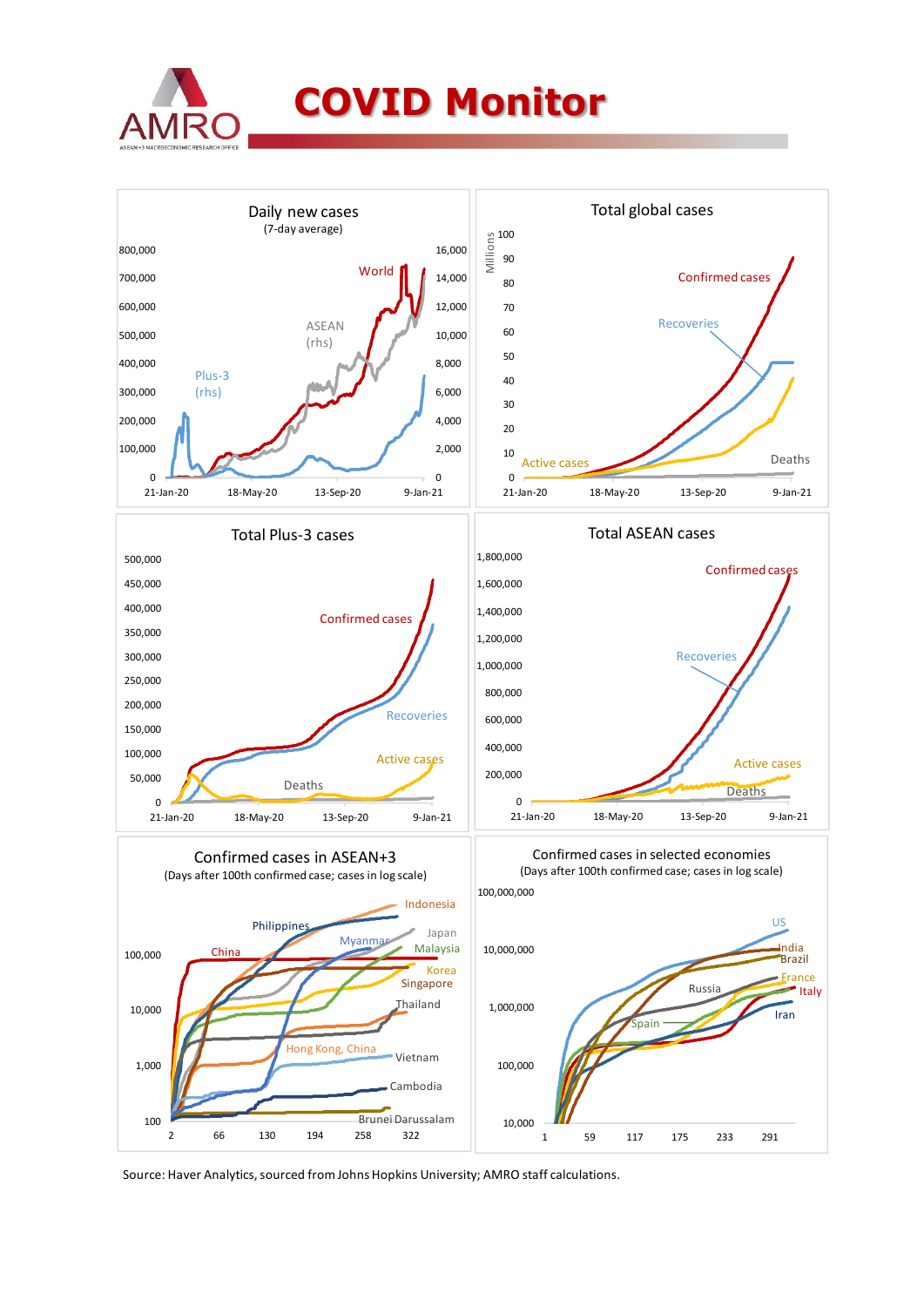# COVID Monitor

AMRO
ASEAN+3 MACROECONOMIC RESEARCH OFFICE

## Daily new cases
(7-day average)

800,000
700,000
600,000
500,000
400,000
300,000
200,000
100,000
0

16,000
14,000
12,000
10,000
8,000
6,000
4,000
2,000
0

World
ASEAN (rhs)
Plus-3 (rhs)

21-Jan-20 18-May-20 13-Sep-20 9-Jan-21

## Total global cases

Millions
100
90
80
70
60
50
40
30
20
10
0

Confirmed cases
Recoveries
Active cases
Deaths

21-Jan-20 18-May-20 13-Sep-20 9-Jan-21

## Total Plus-3 cases

500,000
450,000
400,000
350,000
300,000
250,000
200,000
150,000
100,000
50,000
0

Confirmed cases
Recoveries
Active cases
Deaths

21-Jan-20 18-May-20 13-Sep-20 9-Jan-21

## Total ASEAN cases

1,800,000
1,600,000
1,400,000
1,200,000
1,000,000
800,000
600,000
400,000
200,000
0

Confirmed cases
Recoveries
Active cases
Deaths

21-Jan-20 18-May-20 13-Sep-20 9-Jan-21

## Confirmed cases in ASEAN+3
(Days after 100th confirmed case; cases in log scale)

100,000
10,000
1,000
100

Indonesia
Philippines
Japan
Myanmar
Malaysia
China
Korea
Singapore
Thailand
Hong Kong, China
Vietnam
Cambodia
Brunei Darussalam

2 66 130 194 258 322

## Confirmed cases in selected economies
(Days after 100th confirmed case; cases in log scale)

100,000,000
10,000,000
1,000,000
100,000
10,000

US
India
Brazil
France
Italy
Russia
Iran
Spain

1 59 117 175 233 291

Source: Haver Analytics, sourced from Johns Hopkins University; AMRO staff calculations.